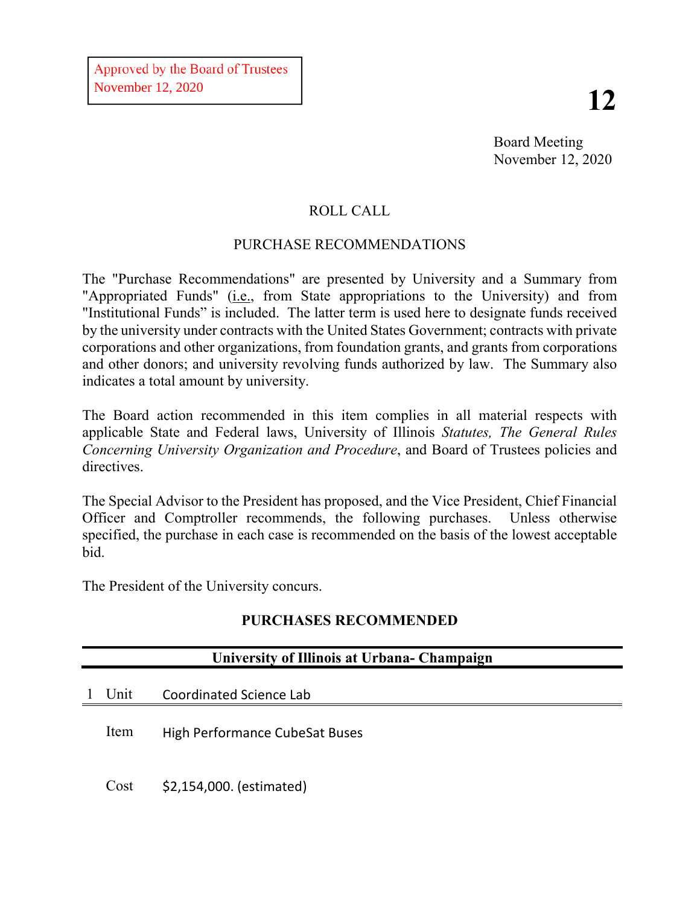Approved by the Board of Trustees
November 12, 2020

# 12

Board Meeting
November 12, 2020

## ROLL CALL

## PURCHASE RECOMMENDATIONS

The "Purchase Recommendations" are presented by University and a Summary from "Appropriated Funds" (i.e., from State appropriations to the University) and from "Institutional Funds" is included. The latter term is used here to designate funds received by the university under contracts with the United States Government; contracts with private corporations and other organizations, from foundation grants, and grants from corporations and other donors; and university revolving funds authorized by law. The Summary also indicates a total amount by university.

The Board action recommended in this item complies in all material respects with applicable State and Federal laws, University of Illinois *Statutes, The General Rules Concerning University Organization and Procedure*, and Board of Trustees policies and directives.

The Special Advisor to the President has proposed, and the Vice President, Chief Financial Officer and Comptroller recommends, the following purchases. Unless otherwise specified, the purchase in each case is recommended on the basis of the lowest acceptable bid.

The President of the University concurs.

## PURCHASES RECOMMENDED

### University of Illinois at Urbana- Champaign

1 Unit Coordinated Science Lab

Item High Performance CubeSat Buses

Cost $2,154,000. (estimated)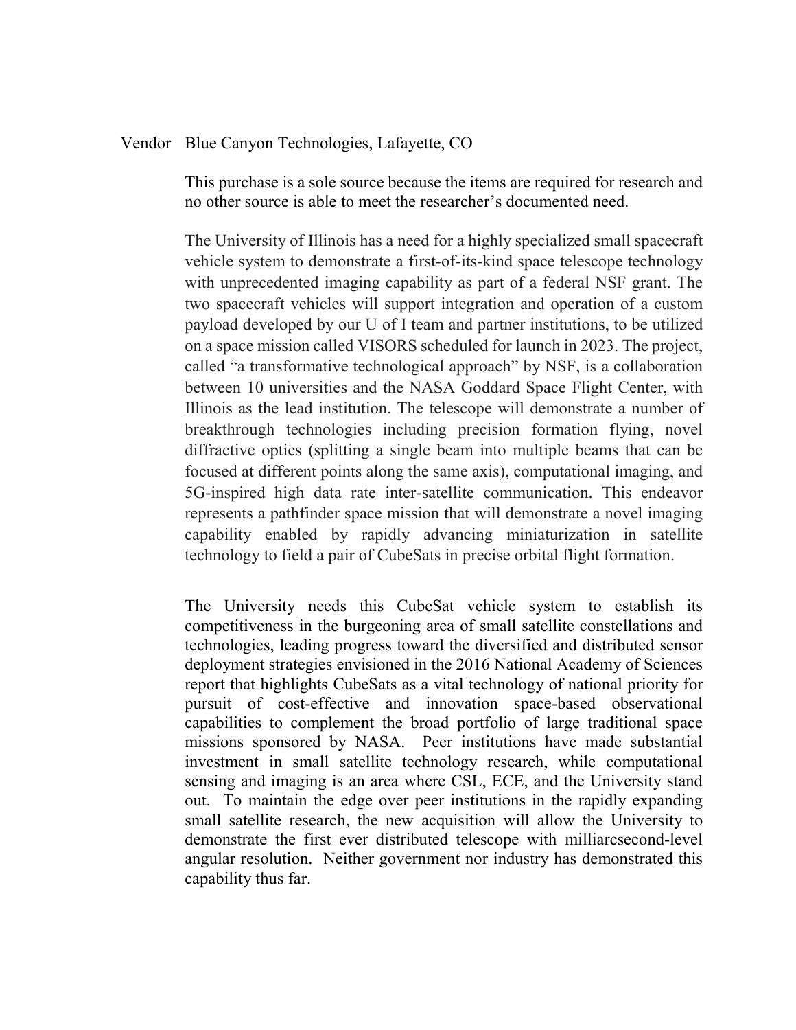Vendor Blue Canyon Technologies, Lafayette, CO

This purchase is a sole source because the items are required for research and no other source is able to meet the researcher's documented need.

The University of Illinois has a need for a highly specialized small spacecraft vehicle system to demonstrate a first-of-its-kind space telescope technology with unprecedented imaging capability as part of a federal NSF grant. The two spacecraft vehicles will support integration and operation of a custom payload developed by our U of I team and partner institutions, to be utilized on a space mission called VISORS scheduled for launch in 2023. The project, called "a transformative technological approach" by NSF, is a collaboration between 10 universities and the NASA Goddard Space Flight Center, with Illinois as the lead institution. The telescope will demonstrate a number of breakthrough technologies including precision formation flying, novel diffractive optics (splitting a single beam into multiple beams that can be focused at different points along the same axis), computational imaging, and 5G-inspired high data rate inter-satellite communication. This endeavor represents a pathfinder space mission that will demonstrate a novel imaging capability enabled by rapidly advancing miniaturization in satellite technology to field a pair of CubeSats in precise orbital flight formation.

The University needs this CubeSat vehicle system to establish its competitiveness in the burgeoning area of small satellite constellations and technologies, leading progress toward the diversified and distributed sensor deployment strategies envisioned in the 2016 National Academy of Sciences report that highlights CubeSats as a vital technology of national priority for pursuit of cost-effective and innovation space-based observational capabilities to complement the broad portfolio of large traditional space missions sponsored by NASA. Peer institutions have made substantial investment in small satellite technology research, while computational sensing and imaging is an area where CSL, ECE, and the University stand out. To maintain the edge over peer institutions in the rapidly expanding small satellite research, the new acquisition will allow the University to demonstrate the first ever distributed telescope with milliarcsecond-level angular resolution. Neither government nor industry has demonstrated this capability thus far.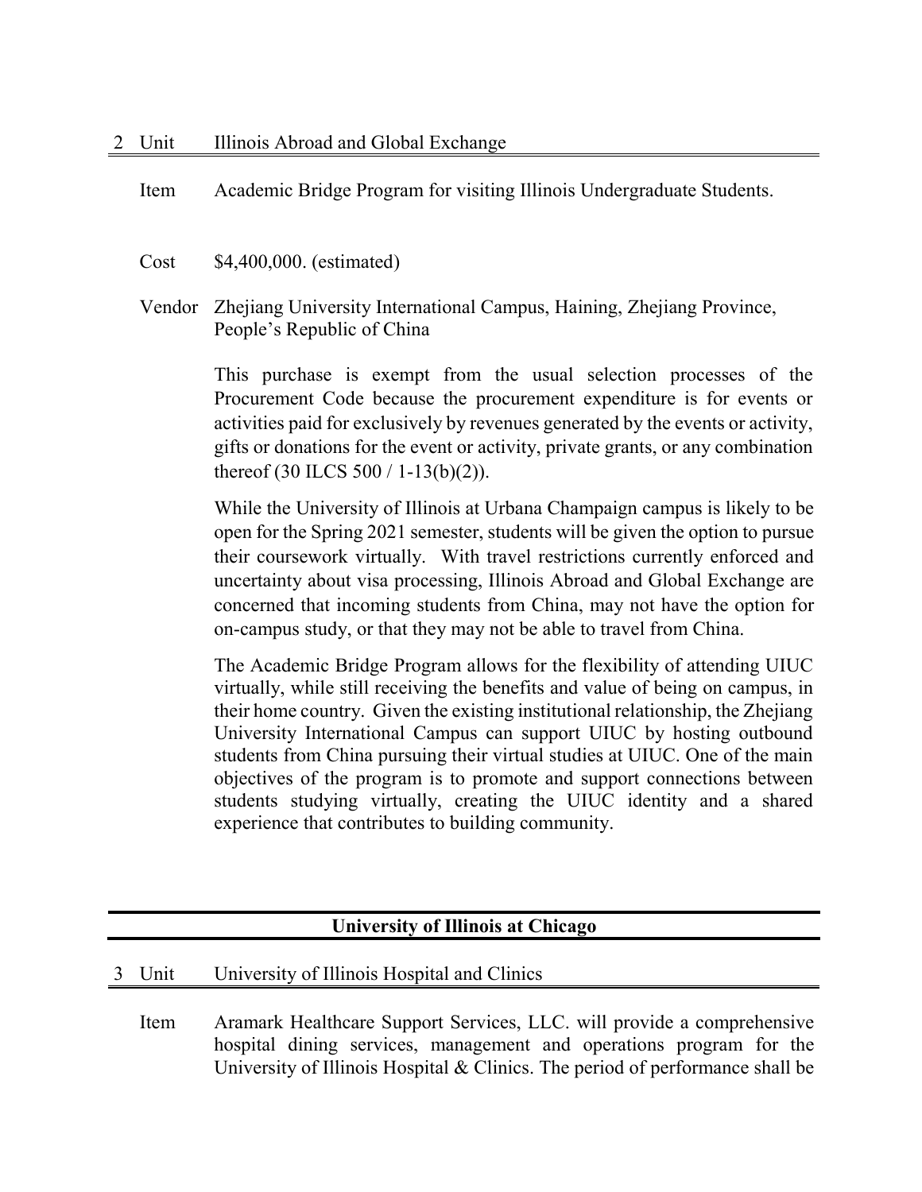2 Unit Illinois Abroad and Global Exchange

Item Academic Bridge Program for visiting Illinois Undergraduate Students.

Cost $4,400,000. (estimated)

Vendor Zhejiang University International Campus, Haining, Zhejiang Province, People's Republic of China

This purchase is exempt from the usual selection processes of the Procurement Code because the procurement expenditure is for events or activities paid for exclusively by revenues generated by the events or activity, gifts or donations for the event or activity, private grants, or any combination thereof (30 ILCS 500 / 1-13(b)(2)).

While the University of Illinois at Urbana Champaign campus is likely to be open for the Spring 2021 semester, students will be given the option to pursue their coursework virtually. With travel restrictions currently enforced and uncertainty about visa processing, Illinois Abroad and Global Exchange are concerned that incoming students from China, may not have the option for on-campus study, or that they may not be able to travel from China.

The Academic Bridge Program allows for the flexibility of attending UIUC virtually, while still receiving the benefits and value of being on campus, in their home country. Given the existing institutional relationship, the Zhejiang University International Campus can support UIUC by hosting outbound students from China pursuing their virtual studies at UIUC. One of the main objectives of the program is to promote and support connections between students studying virtually, creating the UIUC identity and a shared experience that contributes to building community.

## University of Illinois at Chicago

3 Unit University of Illinois Hospital and Clinics

Item Aramark Healthcare Support Services, LLC. will provide a comprehensive hospital dining services, management and operations program for the University of Illinois Hospital & Clinics. The period of performance shall be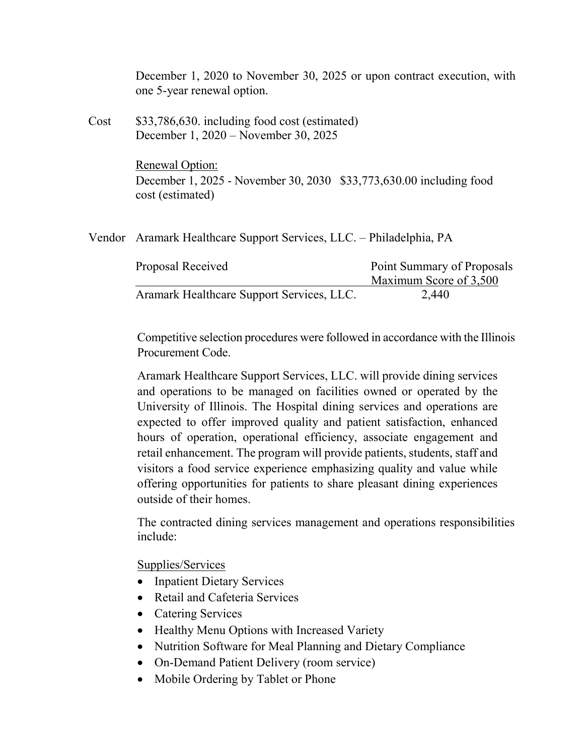December 1, 2020 to November 30, 2025 or upon contract execution, with one 5-year renewal option.

Cost $33,786,630. including food cost (estimated)
December 1, 2020 – November 30, 2025

Renewal Option:
December 1, 2025 - November 30, 2030 $33,773,630.00 including food cost (estimated)

Vendor Aramark Healthcare Support Services, LLC. – Philadelphia, PA

| Proposal Received | Point Summary of Proposals Maximum Score of 3,500 |
|---|---|
| Aramark Healthcare Support Services, LLC. | 2,440 |

Competitive selection procedures were followed in accordance with the Illinois Procurement Code.

Aramark Healthcare Support Services, LLC. will provide dining services and operations to be managed on facilities owned or operated by the University of Illinois. The Hospital dining services and operations are expected to offer improved quality and patient satisfaction, enhanced hours of operation, operational efficiency, associate engagement and retail enhancement. The program will provide patients, students, staff and visitors a food service experience emphasizing quality and value while offering opportunities for patients to share pleasant dining experiences outside of their homes.

The contracted dining services management and operations responsibilities include:

Supplies/Services

- Inpatient Dietary Services
- Retail and Cafeteria Services
- Catering Services
- Healthy Menu Options with Increased Variety
- Nutrition Software for Meal Planning and Dietary Compliance
- On-Demand Patient Delivery (room service)
- Mobile Ordering by Tablet or Phone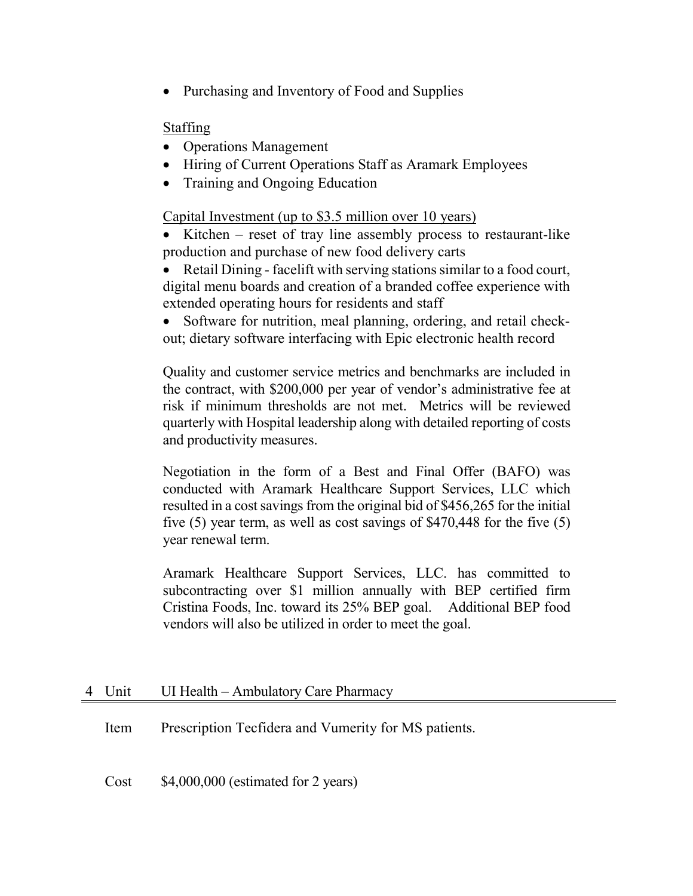- Purchasing and Inventory of Food and Supplies

Staffing

- Operations Management
- Hiring of Current Operations Staff as Aramark Employees
- Training and Ongoing Education

Capital Investment (up to $3.5 million over 10 years)

- Kitchen – reset of tray line assembly process to restaurant-like production and purchase of new food delivery carts
- Retail Dining - facelift with serving stations similar to a food court, digital menu boards and creation of a branded coffee experience with extended operating hours for residents and staff
- Software for nutrition, meal planning, ordering, and retail check-out; dietary software interfacing with Epic electronic health record

Quality and customer service metrics and benchmarks are included in the contract, with $200,000 per year of vendor's administrative fee at risk if minimum thresholds are not met. Metrics will be reviewed quarterly with Hospital leadership along with detailed reporting of costs and productivity measures.

Negotiation in the form of a Best and Final Offer (BAFO) was conducted with Aramark Healthcare Support Services, LLC which resulted in a cost savings from the original bid of $456,265 for the initial five (5) year term, as well as cost savings of $470,448 for the five (5) year renewal term.

Aramark Healthcare Support Services, LLC. has committed to subcontracting over $1 million annually with BEP certified firm Cristina Foods, Inc. toward its 25% BEP goal. Additional BEP food vendors will also be utilized in order to meet the goal.

4 Unit UI Health – Ambulatory Care Pharmacy

Item Prescription Tecfidera and Vumerity for MS patients.

Cost $4,000,000 (estimated for 2 years)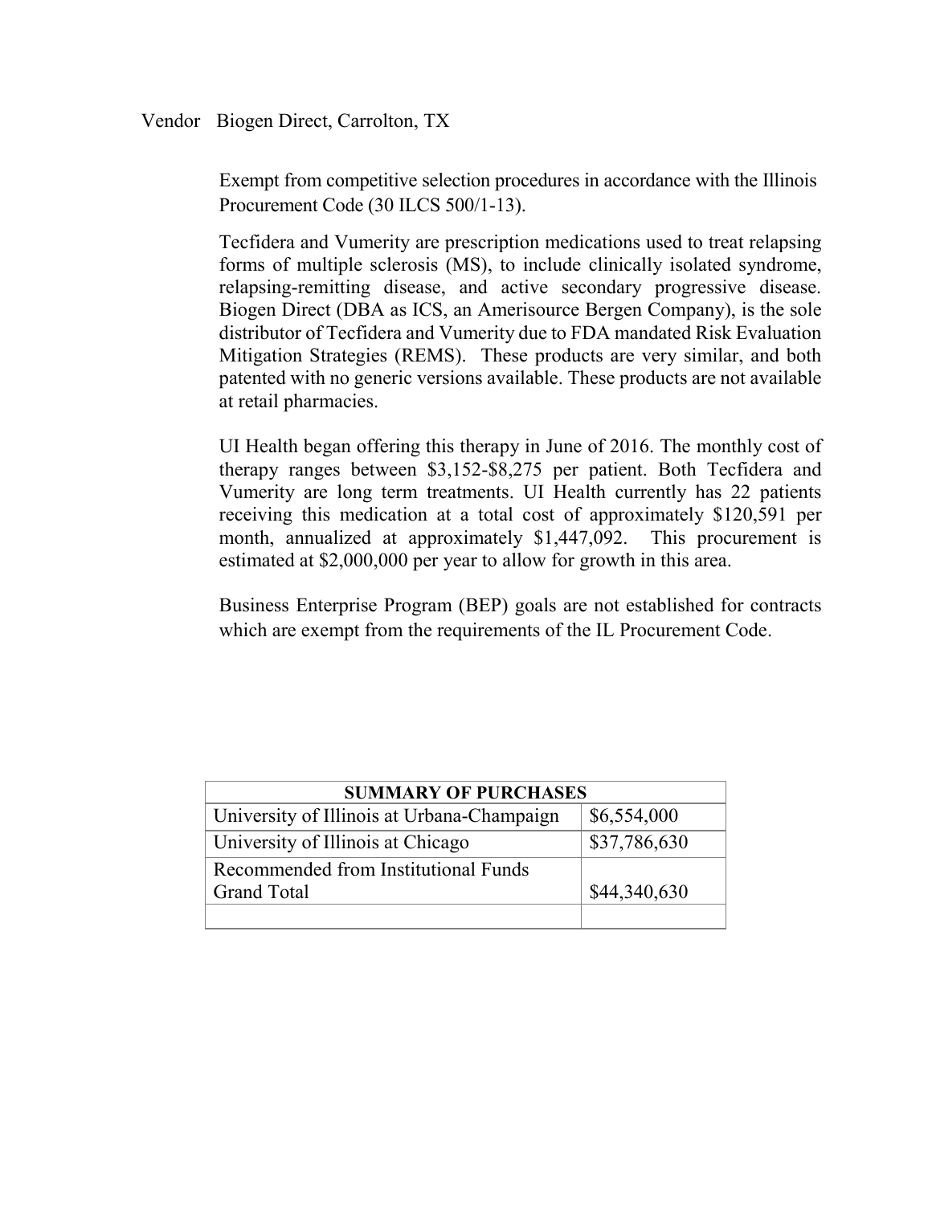Vendor Biogen Direct, Carrolton, TX

Exempt from competitive selection procedures in accordance with the Illinois Procurement Code (30 ILCS 500/1-13).

Tecfidera and Vumerity are prescription medications used to treat relapsing forms of multiple sclerosis (MS), to include clinically isolated syndrome, relapsing-remitting disease, and active secondary progressive disease. Biogen Direct (DBA as ICS, an Amerisource Bergen Company), is the sole distributor of Tecfidera and Vumerity due to FDA mandated Risk Evaluation Mitigation Strategies (REMS). These products are very similar, and both patented with no generic versions available. These products are not available at retail pharmacies.

UI Health began offering this therapy in June of 2016. The monthly cost of therapy ranges between $3,152-$8,275 per patient. Both Tecfidera and Vumerity are long term treatments. UI Health currently has 22 patients receiving this medication at a total cost of approximately $120,591 per month, annualized at approximately $1,447,092. This procurement is estimated at $2,000,000 per year to allow for growth in this area.

Business Enterprise Program (BEP) goals are not established for contracts which are exempt from the requirements of the IL Procurement Code.

| SUMMARY OF PURCHASES | |
|---|---|
| University of Illinois at Urbana-Champaign | $6,554,000 |
| University of Illinois at Chicago | $37,786,630 |
| Recommended from Institutional Funds Grand Total | $44,340,630 |
| | |